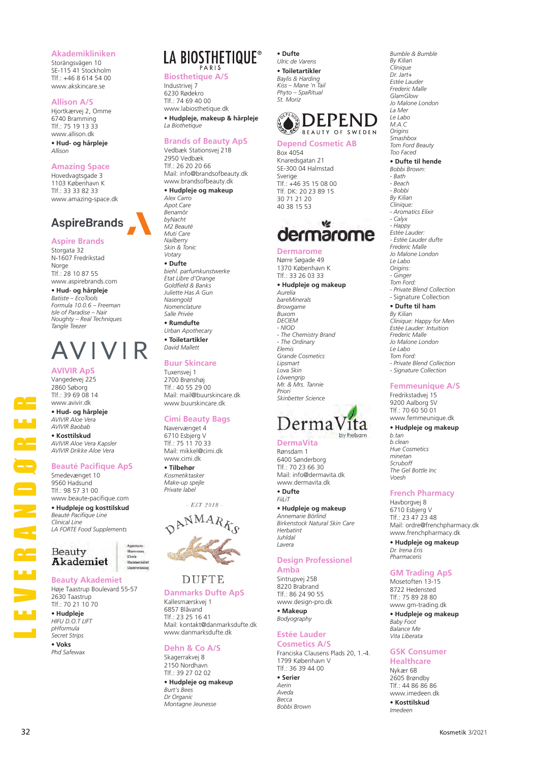# LEVERANDØRER

## Akademikliniken
Storängsvägen 10
SE-115 41 Stockholm
Tlf.: +46 8 614 54 00
www.akskincare.se

## Allison A/S
Hjortkærvej 2, Omme
6740 Bramming
Tlf.: 75 19 13 33
www.allison.dk

- **Hud- og hårpleje**
  *Allison*

## Amazing Space
Hovedvagtsgade 3
1103 København K
Tlf.: 33 33 82 33
www.amazing-space.dk

AspireBrands

## Aspire Brands
Storgata 32
N-1607 Fredrikstad
Norge
Tlf.: 28 10 87 55
www.aspirebrands.com

- **Hud- og hårpleje**
  *Batiste – EcoTools*
  *Formula 10.0.6 – Freeman*
  *Isle of Paradise – Nair*
  *Noughty – Real Techniques*
  *Tangle Teezer*

AVIVIR

## AVIVIR ApS
Vangedevej 225
2860 Søborg
Tlf.: 39 69 08 14
www.avivir.dk

- **Hud- og hårpleje**
  *AVIVIR Aloe Vera*
  *AVIVIR Baobab*
- **Kosttilskud**
  *AVIVIR Aloe Vera Kapsler*
  *AVIVIR Drikke Aloe Vera*

## Beauté Pacifique ApS
Smedevænget 10
9560 Hadsund
Tlf.: 98 57 31 00
www.beaute-pacifique.com

- **Hudpleje og kosttilskud**
  *Beauté Pacifique Line*
  *Clinical Line*
  *LA FORTE Food Supplements*

Beauty Akademiet — Agenturer, Showroom, Klinik, Hudspecialist, Undervisning

## Beauty Akademiet
Høje Taastrup Boulevard 55-57
2630 Taastrup
Tlf.: 70 21 10 70

- **Hudpleje**
  *HIFU D.O.T LIFT*
  *pHformula*
  *Secret Strips*
- **Voks**
  *Phd Safewax*

LA BIOSTHETIQUE® PARIS

## Biosthetique A/S
Industrivej 7
6230 Rødekro
Tlf.: 74 69 40 00
www.labiosthetique.dk

- **Hudpleje, makeup & hårpleje**
  *La Biosthetique*

## Brands of Beauty ApS
Vedbæk Stationsvej 21B
2950 Vedbæk
Tlf.: 26 20 20 66
Mail: info@brandsofbeauty.dk
www.brandsofbeauty.dk

- **Hudpleje og makeup**
  *Alex Carro*
  *Apot.Care*
  *Benamôr*
  *byNacht*
  *M2 Beauté*
  *Muti Care*
  *Nailberry*
  *Skin & Tonic*
  *Votary*
- **Dufte**
  *biehl. parfumkunstwerke*
  *Etat Libre d'Orange*
  *Goldfield & Banks*
  *Juliette Has A Gun*
  *Nasengold*
  *Nomenclature*
  *Salle Privée*
- **Rumdufte**
  *Urban Apothecary*
- **Toiletartikler**
  *David Mallett*

## Buur Skincare
Tuxensvej 1
2700 Brønshøj
Tlf.: 40 55 29 00
Mail: mail@buurskincare.dk
www.buurskincare.dk

## Cimi Beauty Bags
Navervænget 4
6710 Esbjerg V
Tlf.: 75 11 70 33
Mail: mikkel@cimi.dk
www.cimi.dk

- **Tilbehør**
  *Kosmetiktasker*
  *Make-up spejle*
  *Private label*

- EST 2018 - DANMARKS DUFTE

## Danmarks Dufte ApS
Kallesmærskvej 1
6857 Blåvand
Tlf.: 23 25 16 41
Mail: kontakt@danmarksdufte.dk
www.danmarksdufte.dk

## Dehn & Co A/S
Skagerrakvej 8
2150 Nordhavn
Tlf.: 39 27 02 02

- **Hudpleje og makeup**
  *Burt's Bees*
  *Dr Organic*
  *Montagne Jeunesse*
- **Dufte**
  *Ulric de Varens*
- **Toiletartikler**
  *Baylis & Harding*
  *Kiss – Mane 'n Tail*
  *Phyto – SpaRitual*
  *St. Moriz*

DEPEND BEAUTY OF SWEDEN

## Depend Cosmetic AB
Box 4054
Knaredsgatan 21
SE-300 04 Halmstad
Sverige
Tlf.: +46 35 15 08 00
Tlf. DK: 20 23 89 15
30 71 21 20
40 38 15 53

dermarome

## Dermarome
Nørre Søgade 49
1370 København K
Tlf.: 33 26 03 33

- **Hudpleje og makeup**
  *Aurelia*
  *bareMinerals*
  *Browgame*
  *Buxom*
  *DECIEM*
  *- NIOD*
  *- The Chemistry Brand*
  *- The Ordinary*
  *Elemis*
  *Grande Cosmetics*
  *Lipsmart*
  *Lova Skin*
  *Löwengrip*
  *Mr. & Mrs. Tannie*
  *Priori*
  *Skinbetter Science*

DermaVita by helsam

## DermaVita
Rønsdam 1
6400 Sønderborg
Tlf.: 70 23 66 30
Mail: info@dermavita.dk
www.dermavita.dk

- **Dufte**
  *FiiLiT*
- **Hudpleje og makeup**
  *Annemarie Börlind*
  *Birkenstock Natural Skin Care*
  *Herbatint*
  *Juhldal*
  *Lavera*

## Design Professionel Amba
Sintrupvej 25B
8220 Brabrand
Tlf.: 86 24 90 55
www.design-pro.dk

- **Makeup**
  *Bodyography*

## Estée Lauder Cosmetics A/S
Franciska Clausens Plads 20, 1.-4.
1799 København V
Tlf.: 36 39 44 00

- **Serier**
  *Aerin*
  *Aveda*
  *Becca*
  *Bobbi Brown*
  *Bumble & Bumble*
  *By Kilian*
  *Clinique*
  *Dr. Jart+*
  *Estée Lauder*
  *Frederic Malle*
  *GlamGlow*
  *Jo Malone London*
  *La Mer*
  *Le Labo*
  *M.A.C*
  *Origins*
  *Smashbox*
  *Tom Ford Beauty*
  *Too Faced*
- **Dufte til hende**
  *Bobbi Brown:*
  *- Bath*
  *- Beach*
  *- Bobbi*
  *By Kilian*
  *Clinique:*
  *- Aromatics Elixir*
  *- Calyx*
  *- Happy*
  *Estée Lauder:*
  *- Estée Lauder dufte*
  *Frederic Malle*
  *Jo Malone London*
  *Le Labo*
  *Origins:*
  *- Ginger*
  *Tom Ford:*
  *- Private Blend Collection*
  - Signature Collection
- **Dufte til ham**
  *By Kilian*
  *Clinique: Happy for Men*
  *Estée Lauder: Intuition*
  *Frederic Malle*
  *Jo Malone London*
  *Le Labo*
  *Tom Ford:*
  *- Private Blend Collection*
  *- Signature Collection*

## Femmeunique A/S
Fredrikstadvej 15
9200 Aalborg SV
Tlf.: 70 60 50 01
www.femmeunique.dk

- **Hudpleje og makeup**
  *b.tan*
  *b.clean*
  *Hue Cosmetics*
  *minetan*
  *Scruboff*
  *The Gel Bottle Inc*
  *Voesh*

## French Pharmacy
Havborgvej 8
6710 Esbjerg V
Tlf.: 23 47 23 48
Mail: ordre@frenchpharmacy.dk
www.frenchpharmacy.dk

- **Hudpleje og makeup**
  *Dr. Irena Eris*
  *Pharmaceris*

## GM Trading ApS
Mosetoften 13-15
8722 Hedensted
Tlf.: 75 89 28 80
www.gm-trading.dk

- **Hudpleje og makeup**
  *Baby Foot*
  *Balance Me*
  *Vita Liberata*

## GSK Consumer Healthcare
Nykær 68
2605 Brøndby
Tlf.: 44 86 86 86
www.imedeen.dk

- **Kosttilskud**
  *Imedeen*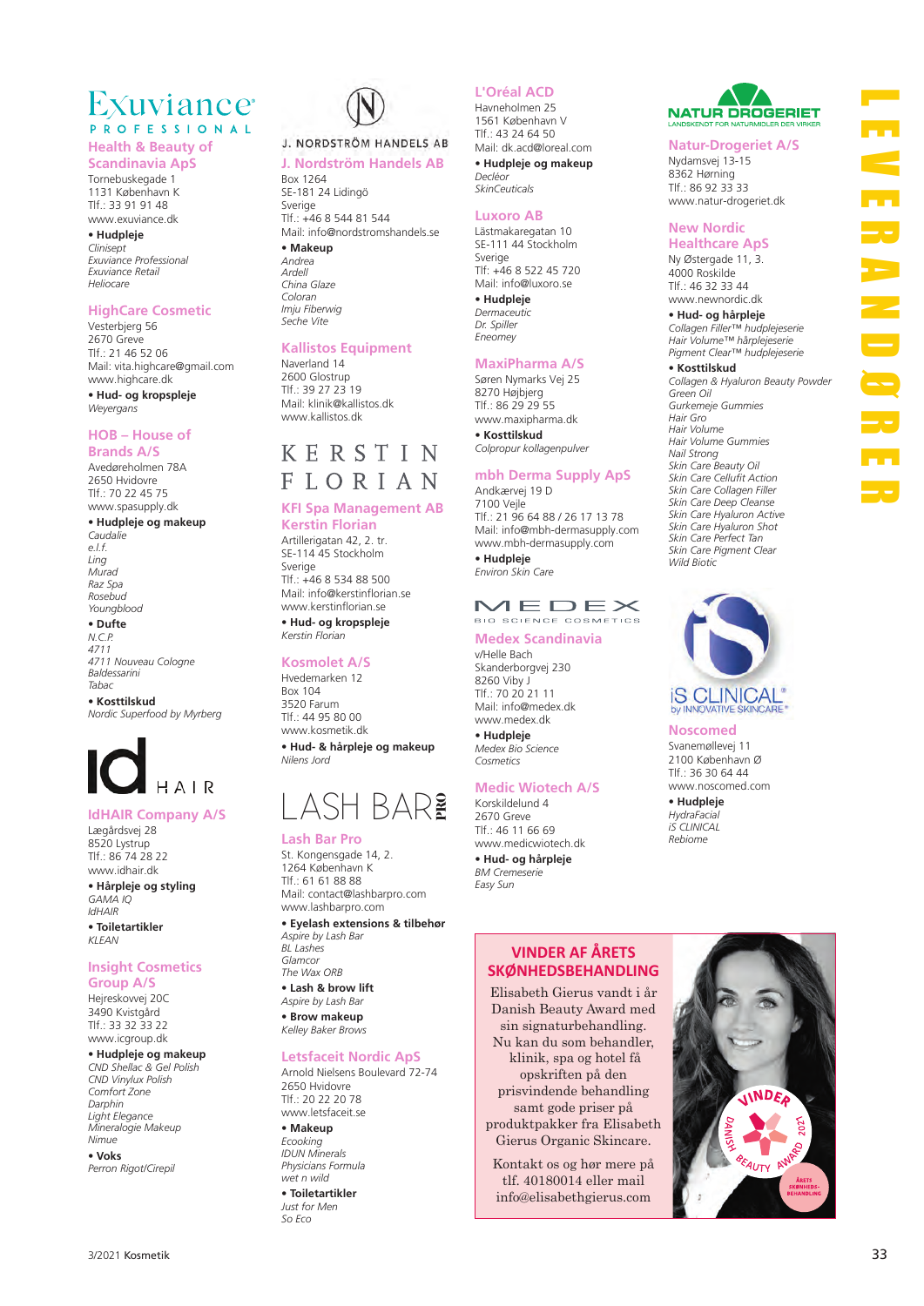# LEVERANDØRER

## Exuviance Health & Beauty of Scandinavia ApS

Tornebuskegade 1
1131 København K
Tlf.: 33 91 91 48
www.exuviance.dk

**• Hudpleje**
*Clinisept*
*Exuviance Professional*
*Exuviance Retail*
*Heliocare*

## HighCare Cosmetic

Vesterbjerg 56
2670 Greve
Tlf.: 21 46 52 06
Mail: vita.highcare@gmail.com
www.highcare.dk

**• Hud- og kropspleje**
*Weyergans*

## HOB – House of Brands A/S

Avedøreholmen 78A
2650 Hvidovre
Tlf.: 70 22 45 75
www.spasupply.dk

**• Hudpleje og makeup**
*Caudalie*
*e.l.f.*
*Ling*
*Murad*
*Raz Spa*
*Rosebud*
*Youngblood*

**• Dufte**
*N.C.P.*
*4711*
*4711 Nouveau Cologne*
*Baldessarini*
*Tabac*

**• Kosttilskud**
*Nordic Superfood by Myrberg*

## IdHAIR Company A/S

Lægårdsvej 28
8520 Lystrup
Tlf.: 86 74 28 22
www.idhair.dk

**• Hårpleje og styling**
*GAMA IQ*
*IdHAIR*

**• Toiletartikler**
*KLEAN*

## Insight Cosmetics Group A/S

Hejreskovvej 20C
3490 Kvistgård
Tlf.: 33 32 33 22
www.icgroup.dk

**• Hudpleje og makeup**
*CND Shellac & Gel Polish*
*CND Vinylux Polish*
*Comfort Zone*
*Darphin*
*Light Elegance*
*Mineralogie Makeup*
*Nimue*

**• Voks**
*Perron Rigot/Cirepil*

## J. Nordström Handels AB

Box 1264
SE-181 24 Lidingö
Sverige
Tlf.: +46 8 544 81 544
Mail: info@nordstromshandels.se

**• Makeup**
*Andrea*
*Ardell*
*China Glaze*
*Coloran*
*Imju Fiberwig*
*Seche Vite*

## Kallistos Equipment

Naverland 14
2600 Glostrup
Tlf.: 39 27 23 19
Mail: klinik@kallistos.dk
www.kallistos.dk

## KFI Spa Management AB Kerstin Florian

Artillerigatan 42, 2. tr.
SE-114 45 Stockholm
Sverige
Tlf.: +46 8 534 88 500
Mail: info@kerstinflorian.se
www.kerstinflorian.se

**• Hud- og kropspleje**
*Kerstin Florian*

## Kosmolet A/S

Hvedemarken 12
Box 104
3520 Farum
Tlf.: 44 95 80 00
www.kosmetik.dk

**• Hud- & hårpleje og makeup**
*Nilens Jord*

## Lash Bar Pro

St. Kongensgade 14, 2.
1264 København K
Tlf.: 61 61 88 88
Mail: contact@lashbarpro.com
www.lashbarpro.com

**• Eyelash extensions & tilbehør**
*Aspire by Lash Bar*
*BL Lashes*
*Glamcor*
*The Wax ORB*

**• Lash & brow lift**
*Aspire by Lash Bar*

**• Brow makeup**
*Kelley Baker Brows*

## Letsfaceit Nordic ApS

Arnold Nielsens Boulevard 72-74
2650 Hvidovre
Tlf.: 20 22 20 78
www.letsfaceit.se

**• Makeup**
*Ecooking*
*IDUN Minerals*
*Physicians Formula*
*wet n wild*

**• Toiletartikler**
*Just for Men*
*So Eco*

## L'Oréal ACD

Havneholmen 25
1561 København V
Tlf.: 43 24 64 50
Mail: dk.acd@loreal.com

**• Hudpleje og makeup**
*Decléor*
*SkinCeuticals*

## Luxoro AB

Lästmakaregatan 10
SE-111 44 Stockholm
Sverige
Tlf: +46 8 522 45 720
Mail: info@luxoro.se

**• Hudpleje**
*Dermaceutic*
*Dr. Spiller*
*Eneomey*

## MaxiPharma A/S

Søren Nymarks Vej 25
8270 Højbjerg
Tlf.: 86 29 29 55
www.maxipharma.dk

**• Kosttilskud**
*Colpropur kollagenpulver*

## mbh Derma Supply ApS

Andkærvej 19 D
7100 Vejle
Tlf.: 21 96 64 88 / 26 17 13 78
Mail: info@mbh-dermasupply.com
www.mbh-dermasupply.com

**• Hudpleje**
*Environ Skin Care*

## Medex Scandinavia

v/Helle Bach
Skanderborgvej 230
8260 Viby J
Tlf.: 70 20 21 11
Mail: info@medex.dk
www.medex.dk

**• Hudpleje**
*Medex Bio Science*
*Cosmetics*

## Medic Wiotech A/S

Korskildelund 4
2670 Greve
Tlf.: 46 11 66 69
www.medicwiotech.dk

**• Hud- og hårpleje**
*BM Cremeserie*
*Easy Sun*

## Natur-Drogeriet A/S

Nydamsvej 13-15
8362 Hørning
Tlf.: 86 92 33 33
www.natur-drogeriet.dk

## New Nordic Healthcare ApS

Ny Østergade 11, 3.
4000 Roskilde
Tlf.: 46 32 33 44
www.newnordic.dk

**• Hud- og hårpleje**
*Collagen Filler™ hudplejeserie*
*Hair Volume™ hårplejeserie*
*Pigment Clear™ hudplejeserie*

**• Kosttilskud**
*Collagen & Hyaluron Beauty Powder*
*Green Oil*
*Gurkemeje Gummies*
*Hair Gro*
*Hair Volume*
*Hair Volume Gummies*
*Nail Strong*
*Skin Care Beauty Oil*
*Skin Care Cellufit Action*
*Skin Care Collagen Filler*
*Skin Care Deep Cleanse*
*Skin Care Hyaluron Active*
*Skin Care Hyaluron Shot*
*Skin Care Perfect Tan*
*Skin Care Pigment Clear*
*Wild Biotic*

## Noscomed

Svanemøllevej 11
2100 København Ø
Tlf.: 36 30 64 44
www.noscomed.com

**• Hudpleje**
*HydraFacial*
*iS CLINICAL*
*Rebiome*

---

## VINDER AF ÅRETS SKØNHEDSBEHANDLING

Elisabeth Gierus vandt i år Danish Beauty Award med sin signaturbehandling. Nu kan du som behandler, klinik, spa og hotel få opskriften på den prisvindende behandling samt gode priser på produktpakker fra Elisabeth Gierus Organic Skincare.

Kontakt os og hør mere på tlf. 40180014 eller mail info@elisabethgierus.com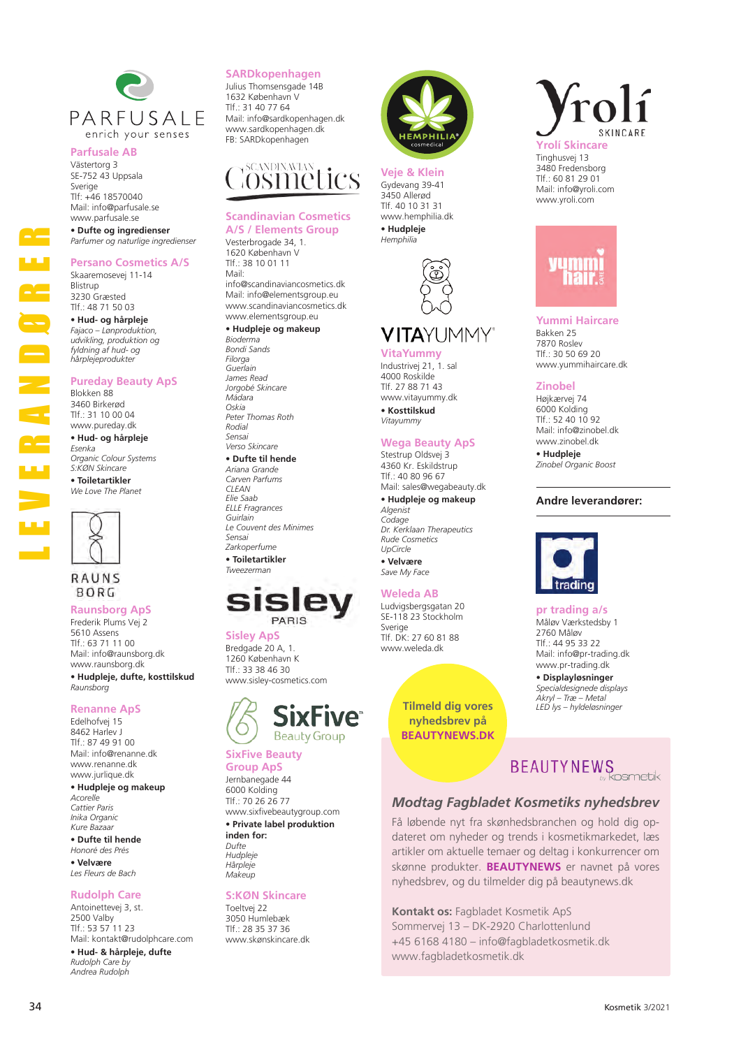# LEVERANDØRER

## Parfusale AB

Västertorg 3
SE-752 43 Uppsala
Sverige
Tlf: +46 18570040
Mail: info@parfusale.se
www.parfusale.se

- **Dufte og ingredienser**
  *Parfumer og naturlige ingredienser*

## Persano Cosmetics A/S

Skaaremosevej 11-14
Blistrup
3230 Græsted
Tlf.: 48 71 50 03

- **Hud- og hårpleje**
  *Fajaco – Lønproduktion, udvikling, produktion og fyldning af hud- og hårplejeprodukter*

## Pureday Beauty ApS

Blokken 88
3460 Birkerød
Tlf.: 31 10 00 04
www.pureday.dk

- **Hud- og hårpleje**
  *Esenka*
  *Organic Colour Systems*
  *S:KØN Skincare*
- **Toiletartikler**
  *We Love The Planet*

## Raunsborg ApS

Frederik Plums Vej 2
5610 Assens
Tlf.: 63 71 11 00
Mail: info@raunsborg.dk
www.raunsborg.dk

- **Hudpleje, dufte, kosttilskud**
  *Raunsborg*

## Renanne ApS

Edelhofvej 15
8462 Harlev J
Tlf.: 87 49 91 00
Mail: info@renanne.dk
www.renanne.dk
www.jurlique.dk

- **Hudpleje og makeup**
  *Acorelle*
  *Cattier Paris*
  *Inika Organic*
  *Kure Bazaar*
- **Dufte til hende**
  *Honoré des Prés*
- **Velvære**
  *Les Fleurs de Bach*

## Rudolph Care

Antoinettevej 3, st.
2500 Valby
Tlf.: 53 57 11 23
Mail: kontakt@rudolphcare.com

- **Hud- & hårpleje, dufte**
  *Rudolph Care by Andrea Rudolph*

## SARDkopenhagen

Julius Thomsensgade 14B
1632 København V
Tlf.: 31 40 77 64
Mail: info@sardkopenhagen.dk
www.sardkopenhagen.dk
FB: SARDkopenhagen

## Scandinavian Cosmetics A/S / Elements Group

Vesterbrogade 34, 1.
1620 København V
Tlf.: 38 10 01 11
Mail:
info@scandinaviancosmetics.dk
Mail: info@elementsgroup.eu
www.scandinaviancosmetics.dk
www.elementsgroup.eu

- **Hudpleje og makeup**
  *Bioderma*
  *Bondi Sands*
  *Filorga*
  *Guerlain*
  *James Read*
  *Jorgobé Skincare*
  *Mádara*
  *Oskia*
  *Peter Thomas Roth*
  *Rodial*
  *Sensai*
  *Verso Skincare*
- **Dufte til hende**
  *Ariana Grande*
  *Carven Parfums*
  *CLEAN*
  *Elie Saab*
  *ELLE Fragrances*
  *Guirlain*
  *Le Couvent des Minimes*
  *Sensai*
  *Zarkoperfume*
- **Toiletartikler**
  *Tweezerman*

## Sisley ApS

Bredgade 20 A, 1.
1260 København K
Tlf.: 33 38 46 30
www.sisley-cosmetics.com

## SixFive Beauty Group ApS

Jernbanegade 44
6000 Kolding
Tlf.: 70 26 26 77
www.sixfivebeautygroup.com

- **Private label produktion inden for:**
  *Dufte*
  *Hudpleje*
  *Hårpleje*
  *Makeup*

## S:KØN Skincare

Toeltvej 22
3050 Humlebæk
Tlf.: 28 35 37 36
www.skønskincare.dk

## Veje & Klein

Gydevang 39-41
3450 Allerød
Tlf. 40 10 31 31
www.hemphilia.dk

- **Hudpleje**
  *Hemphilia*

## VitaYummy

Industrivej 21, 1. sal
4000 Roskilde
Tlf. 27 88 71 43
www.vitayummy.dk

- **Kosttilskud**
  *Vitayummy*

## Wega Beauty ApS

Stestrup Oldsvej 3
4360 Kr. Eskildstrup
Tlf.: 40 80 96 67
Mail: sales@wegabeauty.dk

- **Hudpleje og makeup**
  *Algenist*
  *Codage*
  *Dr. Kerklaan Therapeutics*
  *Rude Cosmetics*
  *UpCircle*
- **Velvære**
  *Save My Face*

## Weleda AB

Ludvigsbergsgatan 20
SE-118 23 Stockholm
Sverige
Tlf. DK: 27 60 81 88
www.weleda.dk

## Yrolí Skincare

Tinghusvej 13
3480 Fredensborg
Tlf.: 60 81 29 01
Mail: info@yroli.com
www.yroli.com

## Yummi Haircare

Bakken 25
7870 Roslev
Tlf.: 30 50 69 20
www.yummihaircare.dk

## Zinobel

Højkærvej 74
6000 Kolding
Tlf.: 52 40 10 92
Mail: info@zinobel.dk
www.zinobel.dk

- **Hudpleje**
  *Zinobel Organic Boost*

### Andre leverandører:

## pr trading a/s

Måløv Værkstedsby 1
2760 Måløv
Tlf.: 44 95 33 22
Mail: info@pr-trading.dk
www.pr-trading.dk

- **Displayløsninger**
  *Specialdesignede displays*
  *Akryl – Træ – Metal*
  *LED lys – hyldeløsninger*

Tilmeld dig vores nyhedsbrev på **BEAUTYNEWS.DK**

BEAUTYNEWS by Kosmetik

### *Modtag Fagbladet Kosmetiks nyhedsbrev*

Få løbende nyt fra skønhedsbranchen og hold dig opdateret om nyheder og trends i kosmetikmarkedet, læs artikler om aktuelle temaer og deltag i konkurrencer om skønne produkter. **BEAUTYNEWS** er navnet på vores nyhedsbrev, og du tilmelder dig på beautynews.dk

**Kontakt os:** Fagbladet Kosmetik ApS
Sommervej 13 – DK-2920 Charlottenlund
+45 6168 4180 – info@fagbladetkosmetik.dk
www.fagbladetkosmetik.dk